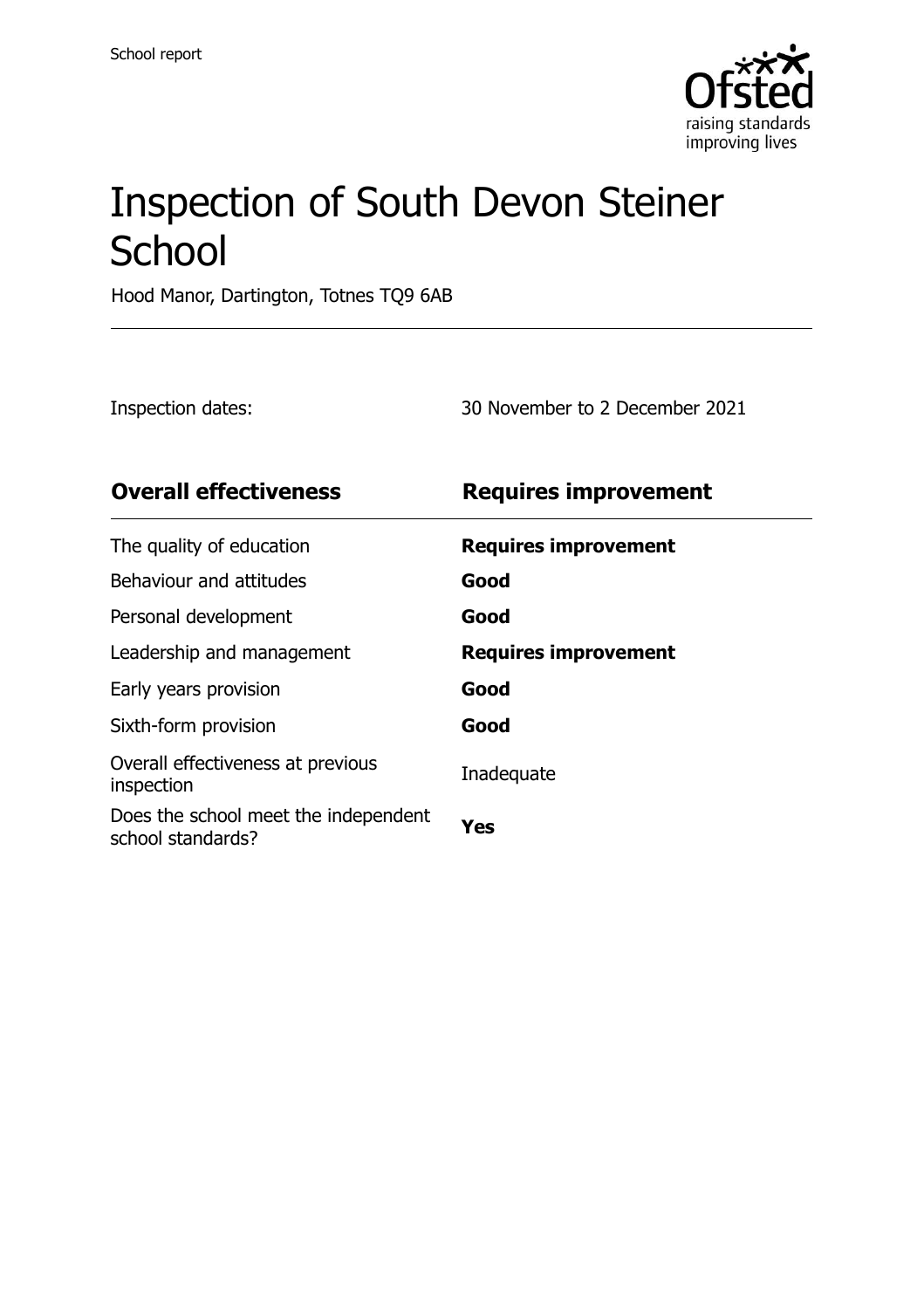School report

# Inspection of South Devon Steiner School

Hood Manor, Dartington, Totnes TQ9 6AB

Inspection dates: 30 November to 2 December 2021

| Overall effectiveness | Requires improvement |
| --- | --- |
| The quality of education | **Requires improvement** |
| Behaviour and attitudes | **Good** |
| Personal development | **Good** |
| Leadership and management | **Requires improvement** |
| Early years provision | **Good** |
| Sixth-form provision | **Good** |
| Overall effectiveness at previous inspection | Inadequate |
| Does the school meet the independent school standards? | **Yes** |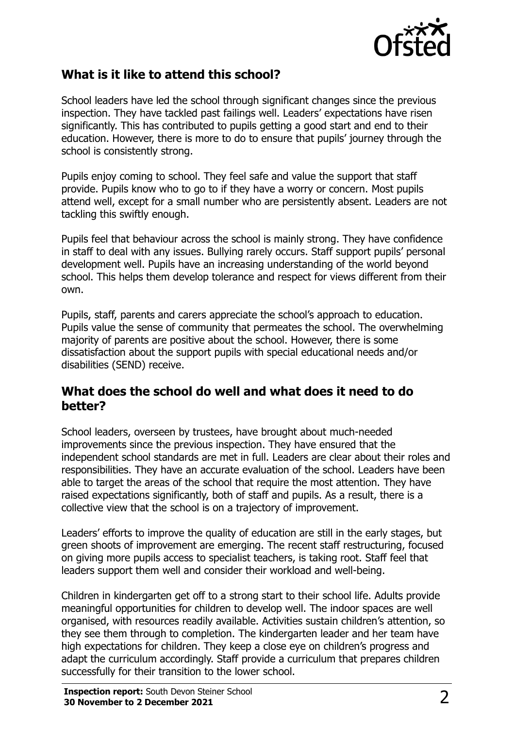## What is it like to attend this school?

School leaders have led the school through significant changes since the previous inspection. They have tackled past failings well. Leaders' expectations have risen significantly. This has contributed to pupils getting a good start and end to their education. However, there is more to do to ensure that pupils' journey through the school is consistently strong.

Pupils enjoy coming to school. They feel safe and value the support that staff provide. Pupils know who to go to if they have a worry or concern. Most pupils attend well, except for a small number who are persistently absent. Leaders are not tackling this swiftly enough.

Pupils feel that behaviour across the school is mainly strong. They have confidence in staff to deal with any issues. Bullying rarely occurs. Staff support pupils' personal development well. Pupils have an increasing understanding of the world beyond school. This helps them develop tolerance and respect for views different from their own.

Pupils, staff, parents and carers appreciate the school's approach to education. Pupils value the sense of community that permeates the school. The overwhelming majority of parents are positive about the school. However, there is some dissatisfaction about the support pupils with special educational needs and/or disabilities (SEND) receive.

## What does the school do well and what does it need to do better?

School leaders, overseen by trustees, have brought about much-needed improvements since the previous inspection. They have ensured that the independent school standards are met in full. Leaders are clear about their roles and responsibilities. They have an accurate evaluation of the school. Leaders have been able to target the areas of the school that require the most attention. They have raised expectations significantly, both of staff and pupils. As a result, there is a collective view that the school is on a trajectory of improvement.

Leaders' efforts to improve the quality of education are still in the early stages, but green shoots of improvement are emerging. The recent staff restructuring, focused on giving more pupils access to specialist teachers, is taking root. Staff feel that leaders support them well and consider their workload and well-being.

Children in kindergarten get off to a strong start to their school life. Adults provide meaningful opportunities for children to develop well. The indoor spaces are well organised, with resources readily available. Activities sustain children's attention, so they see them through to completion. The kindergarten leader and her team have high expectations for children. They keep a close eye on children's progress and adapt the curriculum accordingly. Staff provide a curriculum that prepares children successfully for their transition to the lower school.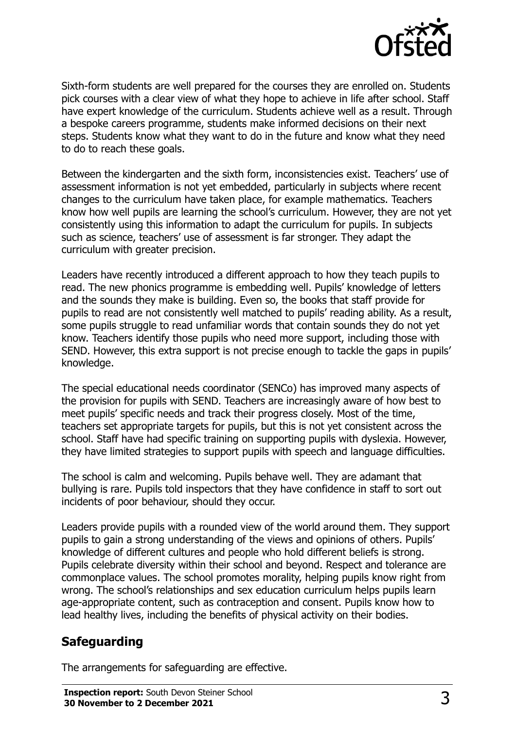Sixth-form students are well prepared for the courses they are enrolled on. Students pick courses with a clear view of what they hope to achieve in life after school. Staff have expert knowledge of the curriculum. Students achieve well as a result. Through a bespoke careers programme, students make informed decisions on their next steps. Students know what they want to do in the future and know what they need to do to reach these goals.

Between the kindergarten and the sixth form, inconsistencies exist. Teachers' use of assessment information is not yet embedded, particularly in subjects where recent changes to the curriculum have taken place, for example mathematics. Teachers know how well pupils are learning the school's curriculum. However, they are not yet consistently using this information to adapt the curriculum for pupils. In subjects such as science, teachers' use of assessment is far stronger. They adapt the curriculum with greater precision.

Leaders have recently introduced a different approach to how they teach pupils to read. The new phonics programme is embedding well. Pupils' knowledge of letters and the sounds they make is building. Even so, the books that staff provide for pupils to read are not consistently well matched to pupils' reading ability. As a result, some pupils struggle to read unfamiliar words that contain sounds they do not yet know. Teachers identify those pupils who need more support, including those with SEND. However, this extra support is not precise enough to tackle the gaps in pupils' knowledge.

The special educational needs coordinator (SENCo) has improved many aspects of the provision for pupils with SEND. Teachers are increasingly aware of how best to meet pupils' specific needs and track their progress closely. Most of the time, teachers set appropriate targets for pupils, but this is not yet consistent across the school. Staff have had specific training on supporting pupils with dyslexia. However, they have limited strategies to support pupils with speech and language difficulties.

The school is calm and welcoming. Pupils behave well. They are adamant that bullying is rare. Pupils told inspectors that they have confidence in staff to sort out incidents of poor behaviour, should they occur.

Leaders provide pupils with a rounded view of the world around them. They support pupils to gain a strong understanding of the views and opinions of others. Pupils' knowledge of different cultures and people who hold different beliefs is strong. Pupils celebrate diversity within their school and beyond. Respect and tolerance are commonplace values. The school promotes morality, helping pupils know right from wrong. The school's relationships and sex education curriculum helps pupils learn age-appropriate content, such as contraception and consent. Pupils know how to lead healthy lives, including the benefits of physical activity on their bodies.

## Safeguarding

The arrangements for safeguarding are effective.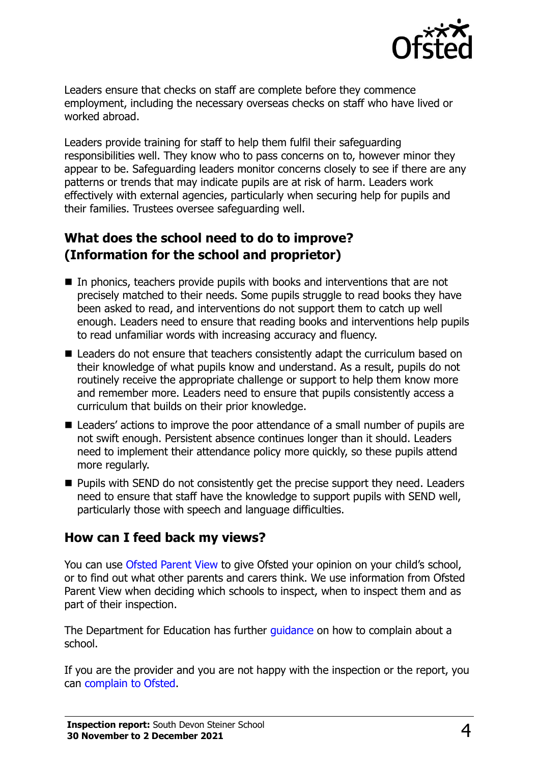Leaders ensure that checks on staff are complete before they commence employment, including the necessary overseas checks on staff who have lived or worked abroad.

Leaders provide training for staff to help them fulfil their safeguarding responsibilities well. They know who to pass concerns on to, however minor they appear to be. Safeguarding leaders monitor concerns closely to see if there are any patterns or trends that may indicate pupils are at risk of harm. Leaders work effectively with external agencies, particularly when securing help for pupils and their families. Trustees oversee safeguarding well.

## What does the school need to do to improve? (Information for the school and proprietor)

- In phonics, teachers provide pupils with books and interventions that are not precisely matched to their needs. Some pupils struggle to read books they have been asked to read, and interventions do not support them to catch up well enough. Leaders need to ensure that reading books and interventions help pupils to read unfamiliar words with increasing accuracy and fluency.
- Leaders do not ensure that teachers consistently adapt the curriculum based on their knowledge of what pupils know and understand. As a result, pupils do not routinely receive the appropriate challenge or support to help them know more and remember more. Leaders need to ensure that pupils consistently access a curriculum that builds on their prior knowledge.
- Leaders' actions to improve the poor attendance of a small number of pupils are not swift enough. Persistent absence continues longer than it should. Leaders need to implement their attendance policy more quickly, so these pupils attend more regularly.
- Pupils with SEND do not consistently get the precise support they need. Leaders need to ensure that staff have the knowledge to support pupils with SEND well, particularly those with speech and language difficulties.

## How can I feed back my views?

You can use Ofsted Parent View to give Ofsted your opinion on your child's school, or to find out what other parents and carers think. We use information from Ofsted Parent View when deciding which schools to inspect, when to inspect them and as part of their inspection.

The Department for Education has further guidance on how to complain about a school.

If you are the provider and you are not happy with the inspection or the report, you can complain to Ofsted.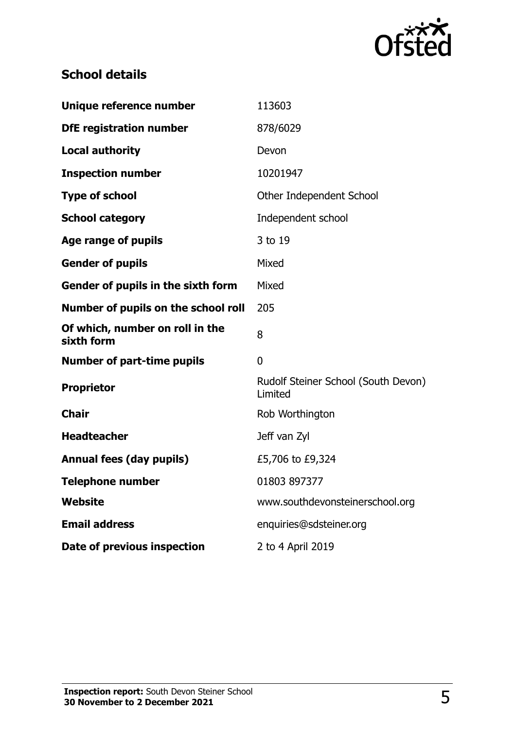## School details

| | |
|---|---|
| **Unique reference number** | 113603 |
| **DfE registration number** | 878/6029 |
| **Local authority** | Devon |
| **Inspection number** | 10201947 |
| **Type of school** | Other Independent School |
| **School category** | Independent school |
| **Age range of pupils** | 3 to 19 |
| **Gender of pupils** | Mixed |
| **Gender of pupils in the sixth form** | Mixed |
| **Number of pupils on the school roll** | 205 |
| **Of which, number on roll in the sixth form** | 8 |
| **Number of part-time pupils** | 0 |
| **Proprietor** | Rudolf Steiner School (South Devon) Limited |
| **Chair** | Rob Worthington |
| **Headteacher** | Jeff van Zyl |
| **Annual fees (day pupils)** | £5,706 to £9,324 |
| **Telephone number** | 01803 897377 |
| **Website** | www.southdevonsteinerschool.org |
| **Email address** | enquiries@sdsteiner.org |
| **Date of previous inspection** | 2 to 4 April 2019 |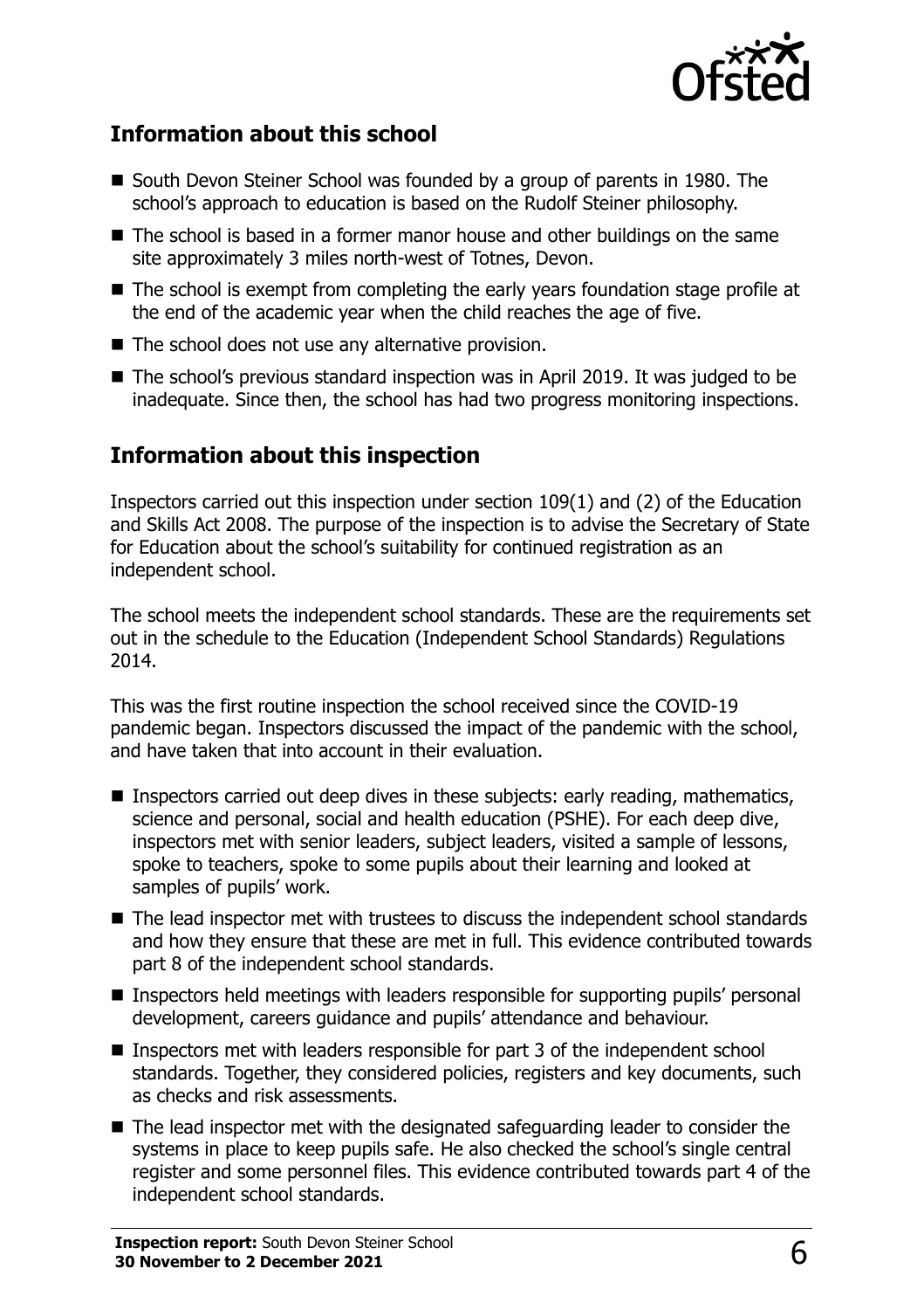## Information about this school

- South Devon Steiner School was founded by a group of parents in 1980. The school's approach to education is based on the Rudolf Steiner philosophy.
- The school is based in a former manor house and other buildings on the same site approximately 3 miles north-west of Totnes, Devon.
- The school is exempt from completing the early years foundation stage profile at the end of the academic year when the child reaches the age of five.
- The school does not use any alternative provision.
- The school's previous standard inspection was in April 2019. It was judged to be inadequate. Since then, the school has had two progress monitoring inspections.

## Information about this inspection

Inspectors carried out this inspection under section 109(1) and (2) of the Education and Skills Act 2008. The purpose of the inspection is to advise the Secretary of State for Education about the school's suitability for continued registration as an independent school.

The school meets the independent school standards. These are the requirements set out in the schedule to the Education (Independent School Standards) Regulations 2014.

This was the first routine inspection the school received since the COVID-19 pandemic began. Inspectors discussed the impact of the pandemic with the school, and have taken that into account in their evaluation.

- Inspectors carried out deep dives in these subjects: early reading, mathematics, science and personal, social and health education (PSHE). For each deep dive, inspectors met with senior leaders, subject leaders, visited a sample of lessons, spoke to teachers, spoke to some pupils about their learning and looked at samples of pupils' work.
- The lead inspector met with trustees to discuss the independent school standards and how they ensure that these are met in full. This evidence contributed towards part 8 of the independent school standards.
- Inspectors held meetings with leaders responsible for supporting pupils' personal development, careers guidance and pupils' attendance and behaviour.
- Inspectors met with leaders responsible for part 3 of the independent school standards. Together, they considered policies, registers and key documents, such as checks and risk assessments.
- The lead inspector met with the designated safeguarding leader to consider the systems in place to keep pupils safe. He also checked the school's single central register and some personnel files. This evidence contributed towards part 4 of the independent school standards.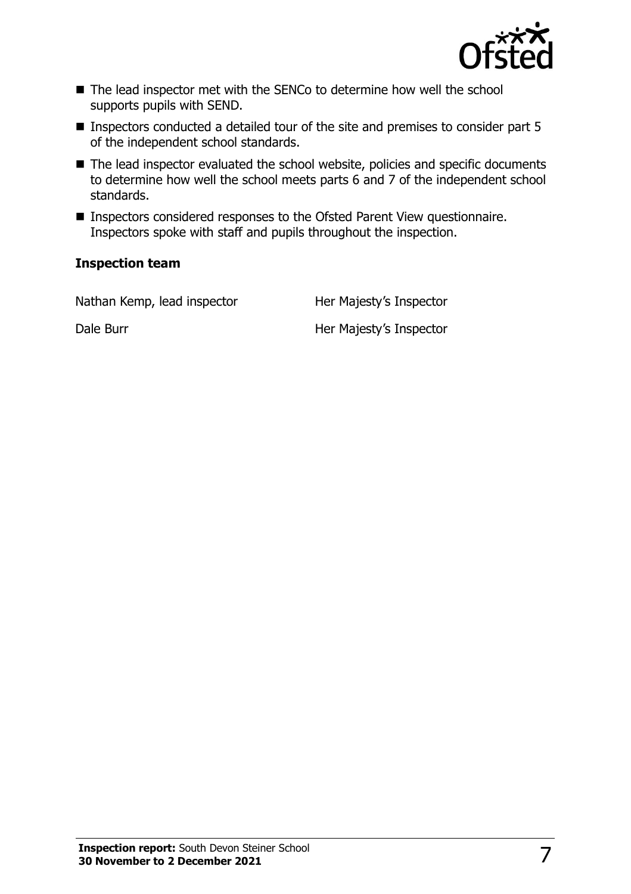- The lead inspector met with the SENCo to determine how well the school supports pupils with SEND.
- Inspectors conducted a detailed tour of the site and premises to consider part 5 of the independent school standards.
- The lead inspector evaluated the school website, policies and specific documents to determine how well the school meets parts 6 and 7 of the independent school standards.
- Inspectors considered responses to the Ofsted Parent View questionnaire. Inspectors spoke with staff and pupils throughout the inspection.

### Inspection team

| | |
|---|---|
| Nathan Kemp, lead inspector | Her Majesty's Inspector |
| Dale Burr | Her Majesty's Inspector |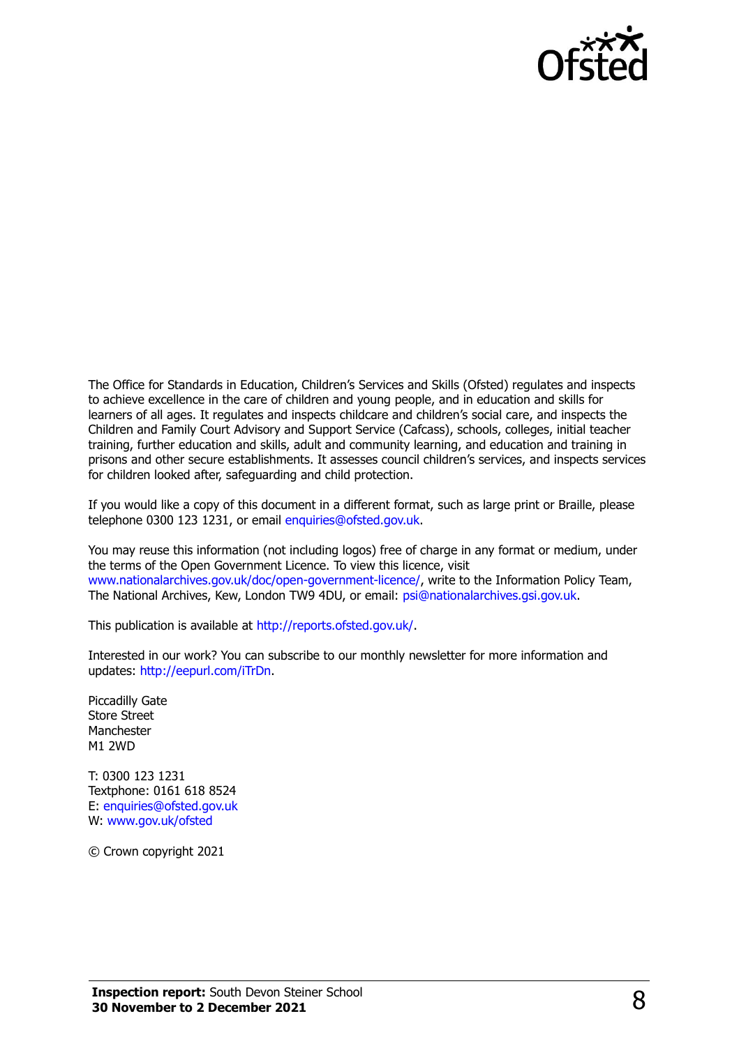The Office for Standards in Education, Children's Services and Skills (Ofsted) regulates and inspects to achieve excellence in the care of children and young people, and in education and skills for learners of all ages. It regulates and inspects childcare and children's social care, and inspects the Children and Family Court Advisory and Support Service (Cafcass), schools, colleges, initial teacher training, further education and skills, adult and community learning, and education and training in prisons and other secure establishments. It assesses council children's services, and inspects services for children looked after, safeguarding and child protection.

If you would like a copy of this document in a different format, such as large print or Braille, please telephone 0300 123 1231, or email enquiries@ofsted.gov.uk.

You may reuse this information (not including logos) free of charge in any format or medium, under the terms of the Open Government Licence. To view this licence, visit www.nationalarchives.gov.uk/doc/open-government-licence/, write to the Information Policy Team, The National Archives, Kew, London TW9 4DU, or email: psi@nationalarchives.gsi.gov.uk.

This publication is available at http://reports.ofsted.gov.uk/.

Interested in our work? You can subscribe to our monthly newsletter for more information and updates: http://eepurl.com/iTrDn.

Piccadilly Gate
Store Street
Manchester
M1 2WD

T: 0300 123 1231
Textphone: 0161 618 8524
E: enquiries@ofsted.gov.uk
W: www.gov.uk/ofsted

© Crown copyright 2021